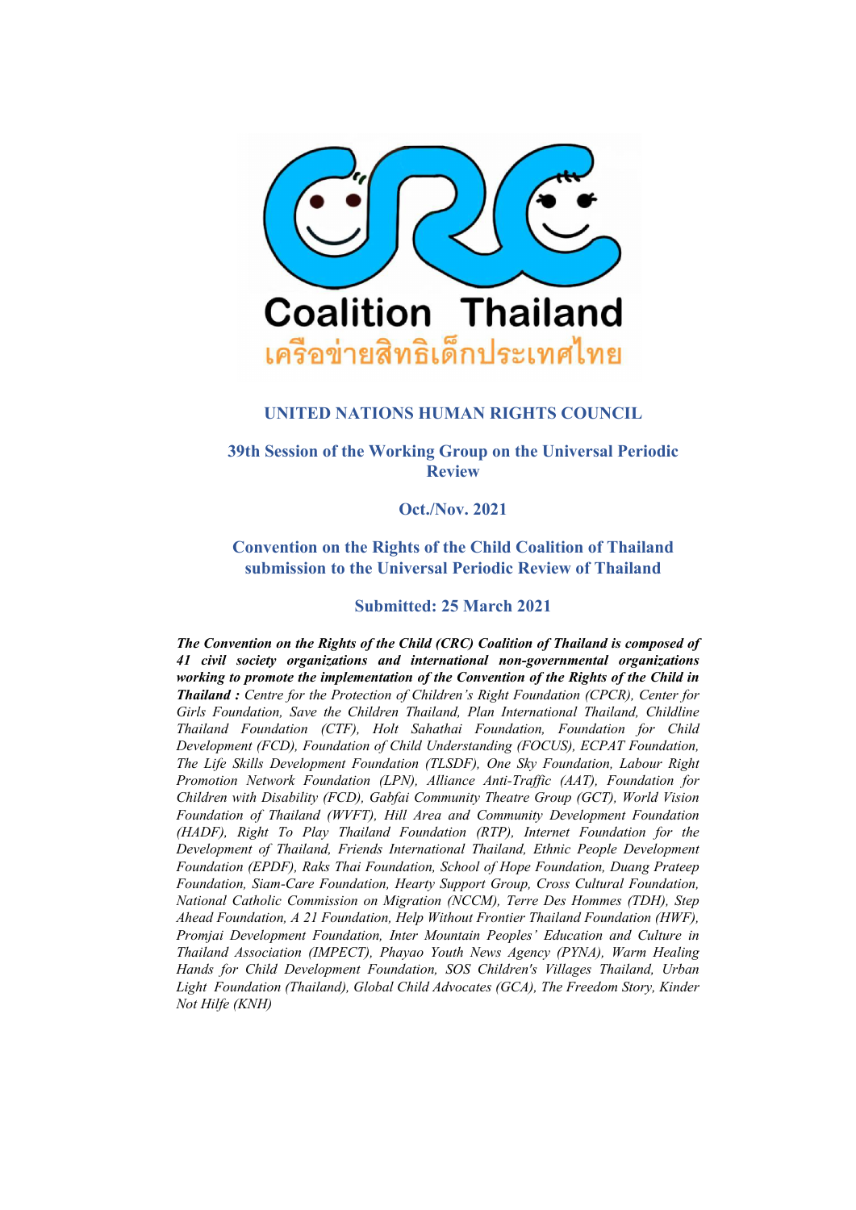Coalition Thailand

เครือข่ายสิทธิเด็กประเทศไทย

## UNITED NATIONS HUMAN RIGHTS COUNCIL

### 39th Session of the Working Group on the Universal Periodic Review

### Oct./Nov. 2021

### Convention on the Rights of the Child Coalition of Thailand submission to the Universal Periodic Review of Thailand

### Submitted: 25 March 2021

***The Convention on the Rights of the Child (CRC) Coalition of Thailand is composed of 41 civil society organizations and international non-governmental organizations working to promote the implementation of the Convention of the Rights of the Child in Thailand :*** *Centre for the Protection of Children's Right Foundation (CPCR), Center for Girls Foundation, Save the Children Thailand, Plan International Thailand, Childline Thailand Foundation (CTF), Holt Sahathai Foundation, Foundation for Child Development (FCD), Foundation of Child Understanding (FOCUS), ECPAT Foundation, The Life Skills Development Foundation (TLSDF), One Sky Foundation, Labour Right Promotion Network Foundation (LPN), Alliance Anti-Traffic (AAT), Foundation for Children with Disability (FCD), Gabfai Community Theatre Group (GCT), World Vision Foundation of Thailand (WVFT), Hill Area and Community Development Foundation (HADF), Right To Play Thailand Foundation (RTP), Internet Foundation for the Development of Thailand, Friends International Thailand, Ethnic People Development Foundation (EPDF), Raks Thai Foundation, School of Hope Foundation, Duang Prateep Foundation, Siam-Care Foundation, Hearty Support Group, Cross Cultural Foundation, National Catholic Commission on Migration (NCCM), Terre Des Hommes (TDH), Step Ahead Foundation, A 21 Foundation, Help Without Frontier Thailand Foundation (HWF), Promjai Development Foundation, Inter Mountain Peoples' Education and Culture in Thailand Association (IMPECT), Phayao Youth News Agency (PYNA), Warm Healing Hands for Child Development Foundation, SOS Children's Villages Thailand, Urban Light Foundation (Thailand), Global Child Advocates (GCA), The Freedom Story, Kinder Not Hilfe (KNH)*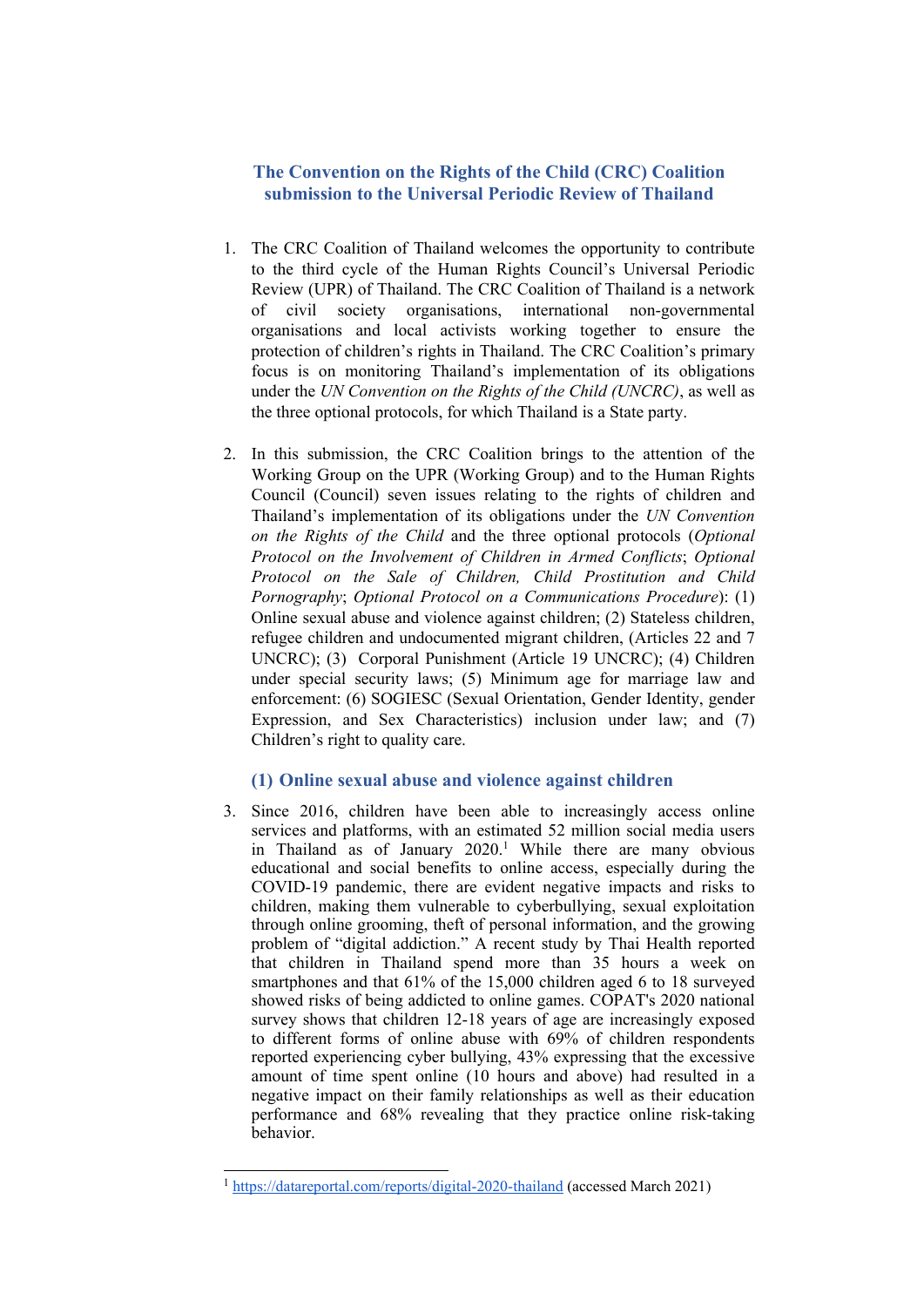**The Convention on the Rights of the Child (CRC) Coalition submission to the Universal Periodic Review of Thailand**

1. The CRC Coalition of Thailand welcomes the opportunity to contribute to the third cycle of the Human Rights Council's Universal Periodic Review (UPR) of Thailand. The CRC Coalition of Thailand is a network of civil society organisations, international non-governmental organisations and local activists working together to ensure the protection of children's rights in Thailand. The CRC Coalition's primary focus is on monitoring Thailand's implementation of its obligations under the *UN Convention on the Rights of the Child (UNCRC)*, as well as the three optional protocols, for which Thailand is a State party.

2. In this submission, the CRC Coalition brings to the attention of the Working Group on the UPR (Working Group) and to the Human Rights Council (Council) seven issues relating to the rights of children and Thailand's implementation of its obligations under the *UN Convention on the Rights of the Child* and the three optional protocols (*Optional Protocol on the Involvement of Children in Armed Conflicts*; *Optional Protocol on the Sale of Children, Child Prostitution and Child Pornography*; *Optional Protocol on a Communications Procedure*): (1) Online sexual abuse and violence against children; (2) Stateless children, refugee children and undocumented migrant children, (Articles 22 and 7 UNCRC); (3) Corporal Punishment (Article 19 UNCRC); (4) Children under special security laws; (5) Minimum age for marriage law and enforcement: (6) SOGIESC (Sexual Orientation, Gender Identity, gender Expression, and Sex Characteristics) inclusion under law; and (7) Children's right to quality care.

### (1) Online sexual abuse and violence against children

3. Since 2016, children have been able to increasingly access online services and platforms, with an estimated 52 million social media users in Thailand as of January 2020.[1] While there are many obvious educational and social benefits to online access, especially during the COVID-19 pandemic, there are evident negative impacts and risks to children, making them vulnerable to cyberbullying, sexual exploitation through online grooming, theft of personal information, and the growing problem of "digital addiction." A recent study by Thai Health reported that children in Thailand spend more than 35 hours a week on smartphones and that 61% of the 15,000 children aged 6 to 18 surveyed showed risks of being addicted to online games. COPAT's 2020 national survey shows that children 12-18 years of age are increasingly exposed to different forms of online abuse with 69% of children respondents reported experiencing cyber bullying, 43% expressing that the excessive amount of time spent online (10 hours and above) had resulted in a negative impact on their family relationships as well as their education performance and 68% revealing that they practice online risk-taking behavior.

---

[1] https://datareportal.com/reports/digital-2020-thailand (accessed March 2021)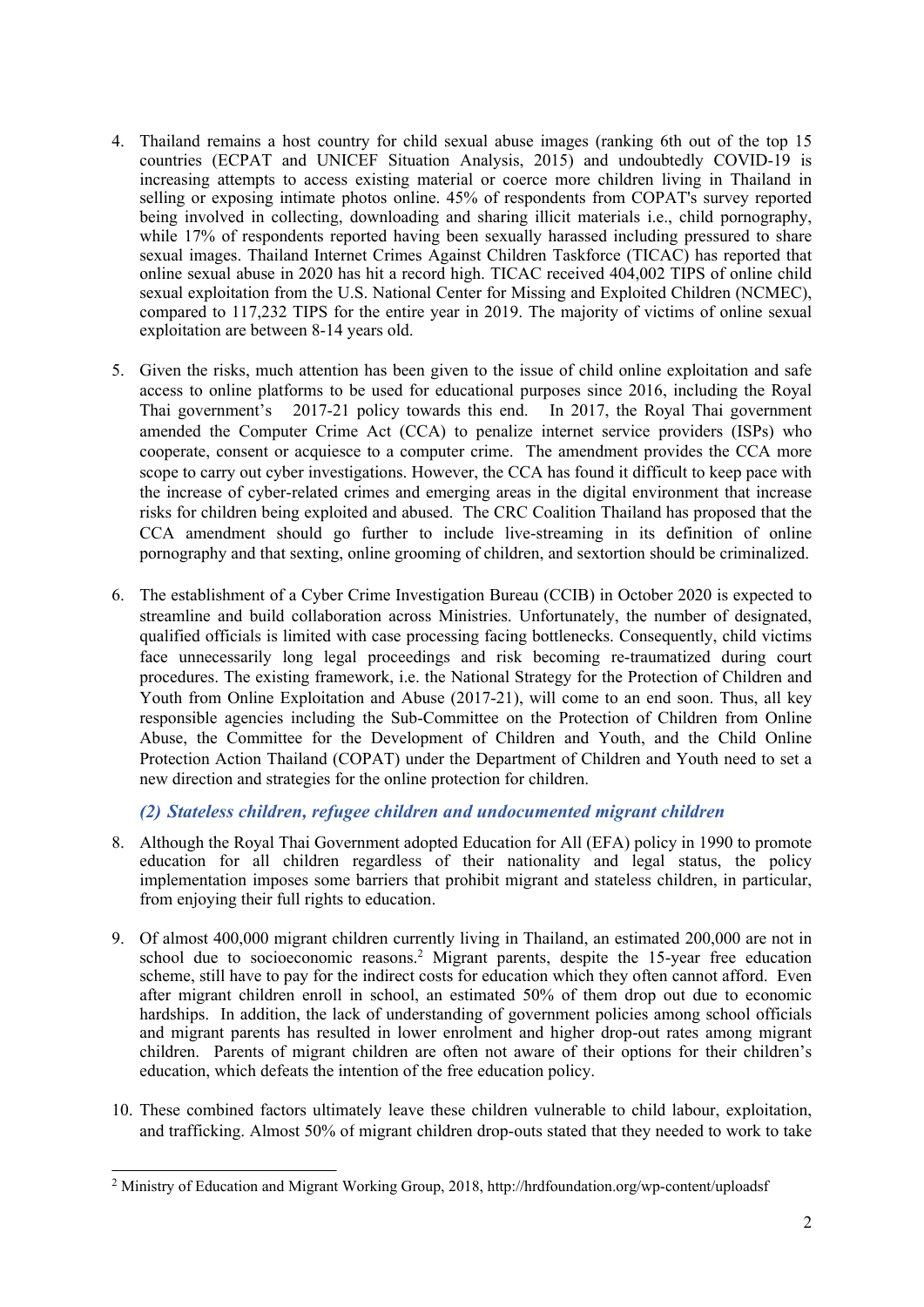4. Thailand remains a host country for child sexual abuse images (ranking 6th out of the top 15 countries (ECPAT and UNICEF Situation Analysis, 2015) and undoubtedly COVID-19 is increasing attempts to access existing material or coerce more children living in Thailand in selling or exposing intimate photos online. 45% of respondents from COPAT's survey reported being involved in collecting, downloading and sharing illicit materials i.e., child pornography, while 17% of respondents reported having been sexually harassed including pressured to share sexual images. Thailand Internet Crimes Against Children Taskforce (TICAC) has reported that online sexual abuse in 2020 has hit a record high. TICAC received 404,002 TIPS of online child sexual exploitation from the U.S. National Center for Missing and Exploited Children (NCMEC), compared to 117,232 TIPS for the entire year in 2019. The majority of victims of online sexual exploitation are between 8-14 years old.

5. Given the risks, much attention has been given to the issue of child online exploitation and safe access to online platforms to be used for educational purposes since 2016, including the Royal Thai government's 2017-21 policy towards this end. In 2017, the Royal Thai government amended the Computer Crime Act (CCA) to penalize internet service providers (ISPs) who cooperate, consent or acquiesce to a computer crime. The amendment provides the CCA more scope to carry out cyber investigations. However, the CCA has found it difficult to keep pace with the increase of cyber-related crimes and emerging areas in the digital environment that increase risks for children being exploited and abused. The CRC Coalition Thailand has proposed that the CCA amendment should go further to include live-streaming in its definition of online pornography and that sexting, online grooming of children, and sextortion should be criminalized.

6. The establishment of a Cyber Crime Investigation Bureau (CCIB) in October 2020 is expected to streamline and build collaboration across Ministries. Unfortunately, the number of designated, qualified officials is limited with case processing facing bottlenecks. Consequently, child victims face unnecessarily long legal proceedings and risk becoming re-traumatized during court procedures. The existing framework, i.e. the National Strategy for the Protection of Children and Youth from Online Exploitation and Abuse (2017-21), will come to an end soon. Thus, all key responsible agencies including the Sub-Committee on the Protection of Children from Online Abuse, the Committee for the Development of Children and Youth, and the Child Online Protection Action Thailand (COPAT) under the Department of Children and Youth need to set a new direction and strategies for the online protection for children.

### *(2) Stateless children, refugee children and undocumented migrant children*

8. Although the Royal Thai Government adopted Education for All (EFA) policy in 1990 to promote education for all children regardless of their nationality and legal status, the policy implementation imposes some barriers that prohibit migrant and stateless children, in particular, from enjoying their full rights to education.

9. Of almost 400,000 migrant children currently living in Thailand, an estimated 200,000 are not in school due to socioeconomic reasons.[2] Migrant parents, despite the 15-year free education scheme, still have to pay for the indirect costs for education which they often cannot afford. Even after migrant children enroll in school, an estimated 50% of them drop out due to economic hardships. In addition, the lack of understanding of government policies among school officials and migrant parents has resulted in lower enrolment and higher drop-out rates among migrant children. Parents of migrant children are often not aware of their options for their children's education, which defeats the intention of the free education policy.

10. These combined factors ultimately leave these children vulnerable to child labour, exploitation, and trafficking. Almost 50% of migrant children drop-outs stated that they needed to work to take

---

[2] Ministry of Education and Migrant Working Group, 2018, http://hrdfoundation.org/wp-content/uploadsf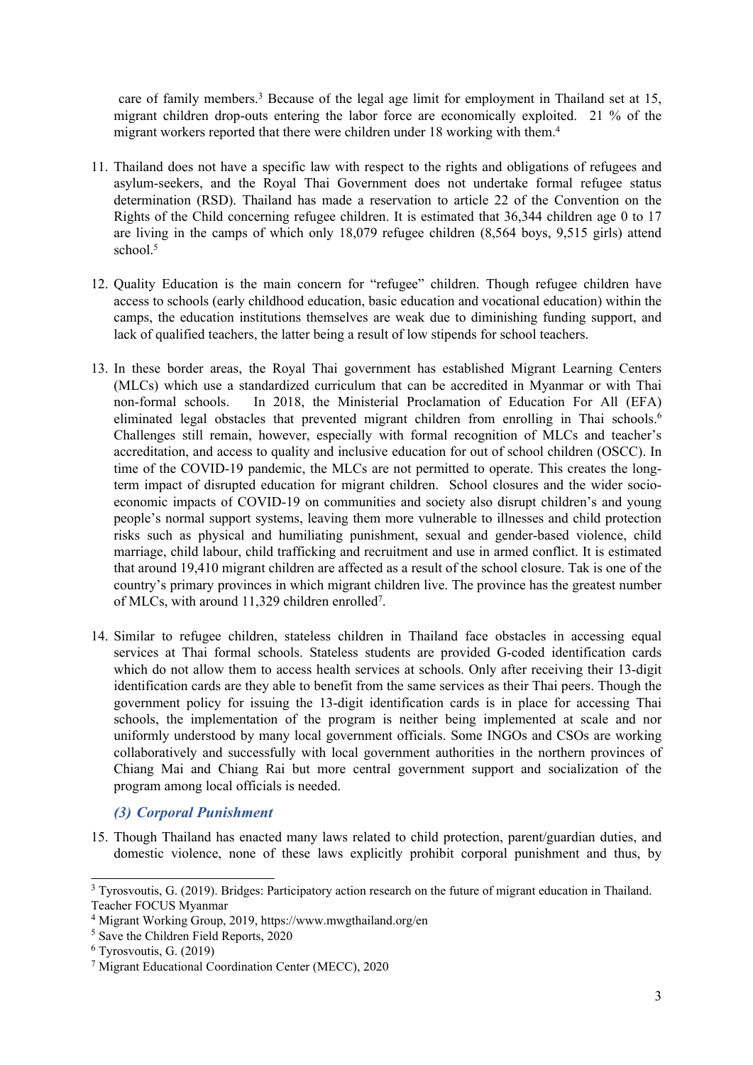care of family members.[3] Because of the legal age limit for employment in Thailand set at 15, migrant children drop-outs entering the labor force are economically exploited. 21 % of the migrant workers reported that there were children under 18 working with them.[4]

11. Thailand does not have a specific law with respect to the rights and obligations of refugees and asylum-seekers, and the Royal Thai Government does not undertake formal refugee status determination (RSD). Thailand has made a reservation to article 22 of the Convention on the Rights of the Child concerning refugee children. It is estimated that 36,344 children age 0 to 17 are living in the camps of which only 18,079 refugee children (8,564 boys, 9,515 girls) attend school.[5]

12. Quality Education is the main concern for "refugee" children. Though refugee children have access to schools (early childhood education, basic education and vocational education) within the camps, the education institutions themselves are weak due to diminishing funding support, and lack of qualified teachers, the latter being a result of low stipends for school teachers.

13. In these border areas, the Royal Thai government has established Migrant Learning Centers (MLCs) which use a standardized curriculum that can be accredited in Myanmar or with Thai non-formal schools. In 2018, the Ministerial Proclamation of Education For All (EFA) eliminated legal obstacles that prevented migrant children from enrolling in Thai schools.[6] Challenges still remain, however, especially with formal recognition of MLCs and teacher's accreditation, and access to quality and inclusive education for out of school children (OSCC). In time of the COVID-19 pandemic, the MLCs are not permitted to operate. This creates the long-term impact of disrupted education for migrant children. School closures and the wider socio-economic impacts of COVID-19 on communities and society also disrupt children's and young people's normal support systems, leaving them more vulnerable to illnesses and child protection risks such as physical and humiliating punishment, sexual and gender-based violence, child marriage, child labour, child trafficking and recruitment and use in armed conflict. It is estimated that around 19,410 migrant children are affected as a result of the school closure. Tak is one of the country's primary provinces in which migrant children live. The province has the greatest number of MLCs, with around 11,329 children enrolled[7].

14. Similar to refugee children, stateless children in Thailand face obstacles in accessing equal services at Thai formal schools. Stateless students are provided G-coded identification cards which do not allow them to access health services at schools. Only after receiving their 13-digit identification cards are they able to benefit from the same services as their Thai peers. Though the government policy for issuing the 13-digit identification cards is in place for accessing Thai schools, the implementation of the program is neither being implemented at scale and nor uniformly understood by many local government officials. Some INGOs and CSOs are working collaboratively and successfully with local government authorities in the northern provinces of Chiang Mai and Chiang Rai but more central government support and socialization of the program among local officials is needed.

### *(3) Corporal Punishment*

15. Though Thailand has enacted many laws related to child protection, parent/guardian duties, and domestic violence, none of these laws explicitly prohibit corporal punishment and thus, by

---

[3] Tyrosvoutis, G. (2019). Bridges: Participatory action research on the future of migrant education in Thailand. Teacher FOCUS Myanmar

[4] Migrant Working Group, 2019, https://www.mwgthailand.org/en

[5] Save the Children Field Reports, 2020

[6] Tyrosvoutis, G. (2019)

[7] Migrant Educational Coordination Center (MECC), 2020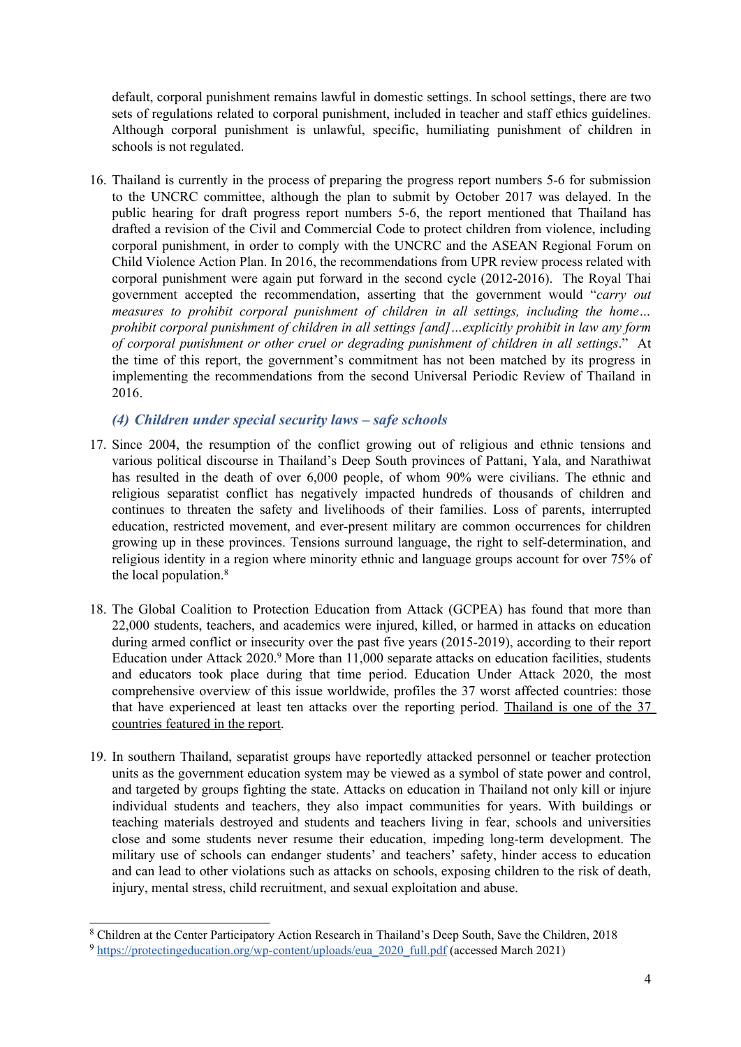default, corporal punishment remains lawful in domestic settings. In school settings, there are two sets of regulations related to corporal punishment, included in teacher and staff ethics guidelines. Although corporal punishment is unlawful, specific, humiliating punishment of children in schools is not regulated.

16. Thailand is currently in the process of preparing the progress report numbers 5-6 for submission to the UNCRC committee, although the plan to submit by October 2017 was delayed. In the public hearing for draft progress report numbers 5-6, the report mentioned that Thailand has drafted a revision of the Civil and Commercial Code to protect children from violence, including corporal punishment, in order to comply with the UNCRC and the ASEAN Regional Forum on Child Violence Action Plan. In 2016, the recommendations from UPR review process related with corporal punishment were again put forward in the second cycle (2012-2016). The Royal Thai government accepted the recommendation, asserting that the government would "*carry out measures to prohibit corporal punishment of children in all settings, including the home… prohibit corporal punishment of children in all settings [and]…explicitly prohibit in law any form of corporal punishment or other cruel or degrading punishment of children in all settings*." At the time of this report, the government's commitment has not been matched by its progress in implementing the recommendations from the second Universal Periodic Review of Thailand in 2016.

### *(4) Children under special security laws – safe schools*

17. Since 2004, the resumption of the conflict growing out of religious and ethnic tensions and various political discourse in Thailand's Deep South provinces of Pattani, Yala, and Narathiwat has resulted in the death of over 6,000 people, of whom 90% were civilians. The ethnic and religious separatist conflict has negatively impacted hundreds of thousands of children and continues to threaten the safety and livelihoods of their families. Loss of parents, interrupted education, restricted movement, and ever-present military are common occurrences for children growing up in these provinces. Tensions surround language, the right to self-determination, and religious identity in a region where minority ethnic and language groups account for over 75% of the local population.[8]

18. The Global Coalition to Protection Education from Attack (GCPEA) has found that more than 22,000 students, teachers, and academics were injured, killed, or harmed in attacks on education during armed conflict or insecurity over the past five years (2015-2019), according to their report Education under Attack 2020.[9] More than 11,000 separate attacks on education facilities, students and educators took place during that time period. Education Under Attack 2020, the most comprehensive overview of this issue worldwide, profiles the 37 worst affected countries: those that have experienced at least ten attacks over the reporting period. Thailand is one of the 37 countries featured in the report.

19. In southern Thailand, separatist groups have reportedly attacked personnel or teacher protection units as the government education system may be viewed as a symbol of state power and control, and targeted by groups fighting the state. Attacks on education in Thailand not only kill or injure individual students and teachers, they also impact communities for years. With buildings or teaching materials destroyed and students and teachers living in fear, schools and universities close and some students never resume their education, impeding long-term development. The military use of schools can endanger students' and teachers' safety, hinder access to education and can lead to other violations such as attacks on schools, exposing children to the risk of death, injury, mental stress, child recruitment, and sexual exploitation and abuse.

---

[8] Children at the Center Participatory Action Research in Thailand's Deep South, Save the Children, 2018

[9] https://protectingeducation.org/wp-content/uploads/eua_2020_full.pdf (accessed March 2021)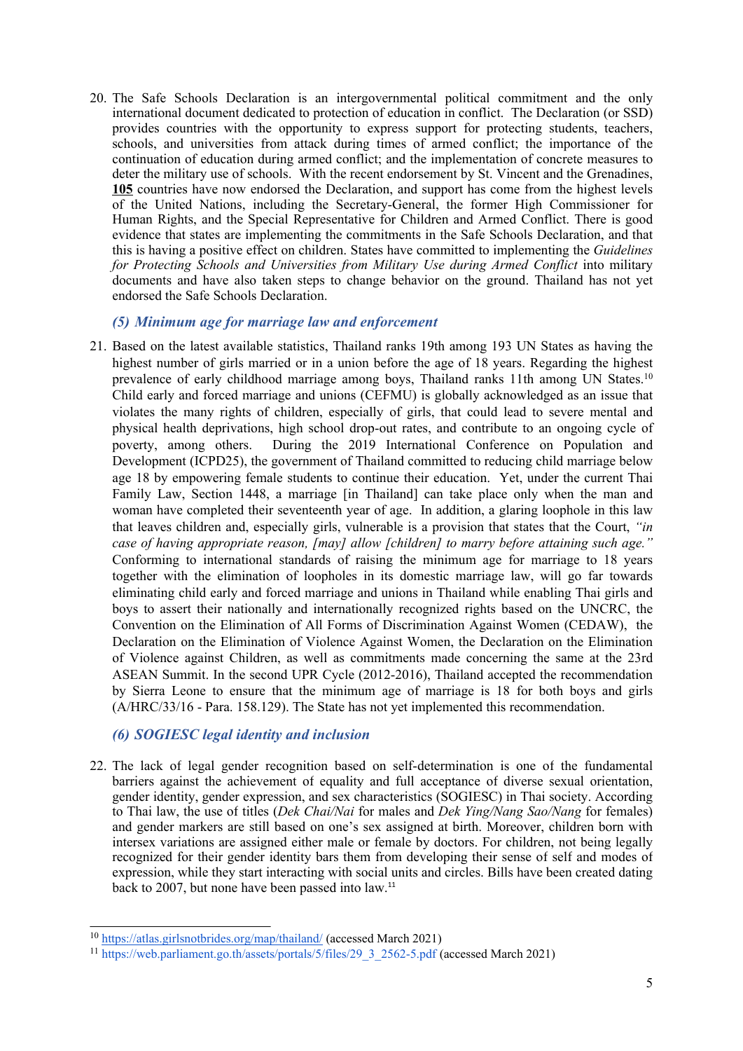20. The Safe Schools Declaration is an intergovernmental political commitment and the only international document dedicated to protection of education in conflict. The Declaration (or SSD) provides countries with the opportunity to express support for protecting students, teachers, schools, and universities from attack during times of armed conflict; the importance of the continuation of education during armed conflict; and the implementation of concrete measures to deter the military use of schools. With the recent endorsement by St. Vincent and the Grenadines, **105** countries have now endorsed the Declaration, and support has come from the highest levels of the United Nations, including the Secretary-General, the former High Commissioner for Human Rights, and the Special Representative for Children and Armed Conflict. There is good evidence that states are implementing the commitments in the Safe Schools Declaration, and that this is having a positive effect on children. States have committed to implementing the *Guidelines for Protecting Schools and Universities from Military Use during Armed Conflict* into military documents and have also taken steps to change behavior on the ground. Thailand has not yet endorsed the Safe Schools Declaration.

### *(5) Minimum age for marriage law and enforcement*

21. Based on the latest available statistics, Thailand ranks 19th among 193 UN States as having the highest number of girls married or in a union before the age of 18 years. Regarding the highest prevalence of early childhood marriage among boys, Thailand ranks 11th among UN States.[10] Child early and forced marriage and unions (CEFMU) is globally acknowledged as an issue that violates the many rights of children, especially of girls, that could lead to severe mental and physical health deprivations, high school drop-out rates, and contribute to an ongoing cycle of poverty, among others. During the 2019 International Conference on Population and Development (ICPD25), the government of Thailand committed to reducing child marriage below age 18 by empowering female students to continue their education. Yet, under the current Thai Family Law, Section 1448, a marriage [in Thailand] can take place only when the man and woman have completed their seventeenth year of age. In addition, a glaring loophole in this law that leaves children and, especially girls, vulnerable is a provision that states that the Court, *"in case of having appropriate reason, [may] allow [children] to marry before attaining such age."* Conforming to international standards of raising the minimum age for marriage to 18 years together with the elimination of loopholes in its domestic marriage law, will go far towards eliminating child early and forced marriage and unions in Thailand while enabling Thai girls and boys to assert their nationally and internationally recognized rights based on the UNCRC, the Convention on the Elimination of All Forms of Discrimination Against Women (CEDAW), the Declaration on the Elimination of Violence Against Women, the Declaration on the Elimination of Violence against Children, as well as commitments made concerning the same at the 23rd ASEAN Summit. In the second UPR Cycle (2012-2016), Thailand accepted the recommendation by Sierra Leone to ensure that the minimum age of marriage is 18 for both boys and girls (A/HRC/33/16 - Para. 158.129). The State has not yet implemented this recommendation.

### *(6) SOGIESC legal identity and inclusion*

22. The lack of legal gender recognition based on self-determination is one of the fundamental barriers against the achievement of equality and full acceptance of diverse sexual orientation, gender identity, gender expression, and sex characteristics (SOGIESC) in Thai society. According to Thai law, the use of titles (*Dek Chai/Nai* for males and *Dek Ying/Nang Sao/Nang* for females) and gender markers are still based on one's sex assigned at birth. Moreover, children born with intersex variations are assigned either male or female by doctors. For children, not being legally recognized for their gender identity bars them from developing their sense of self and modes of expression, while they start interacting with social units and circles. Bills have been created dating back to 2007, but none have been passed into law.[11]

---

[10] https://atlas.girlsnotbrides.org/map/thailand/ (accessed March 2021)

[11] https://web.parliament.go.th/assets/portals/5/files/29_3_2562-5.pdf (accessed March 2021)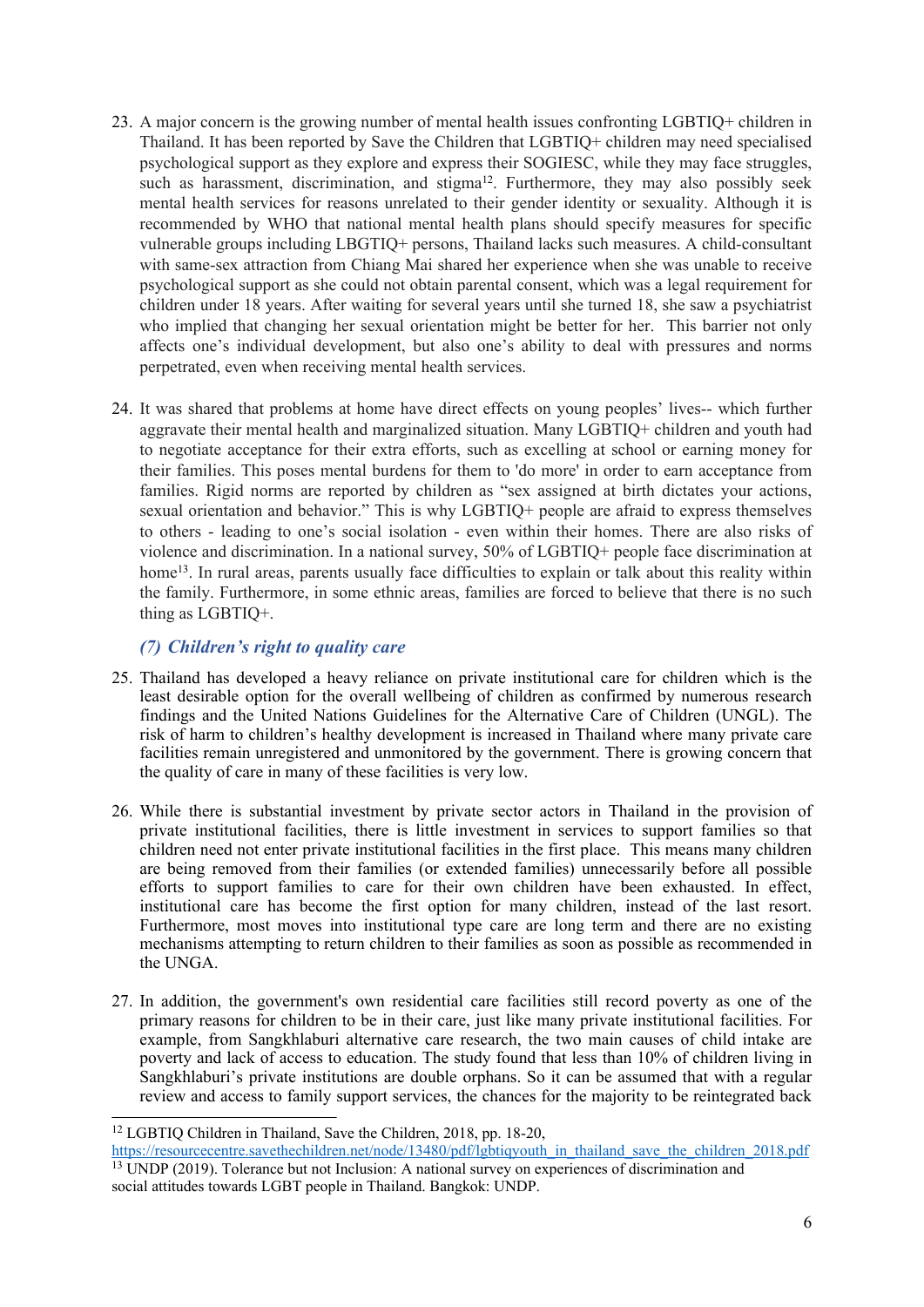23. A major concern is the growing number of mental health issues confronting LGBTIQ+ children in Thailand. It has been reported by Save the Children that LGBTIQ+ children may need specialised psychological support as they explore and express their SOGIESC, while they may face struggles, such as harassment, discrimination, and stigma[12]. Furthermore, they may also possibly seek mental health services for reasons unrelated to their gender identity or sexuality. Although it is recommended by WHO that national mental health plans should specify measures for specific vulnerable groups including LBGTIQ+ persons, Thailand lacks such measures. A child-consultant with same-sex attraction from Chiang Mai shared her experience when she was unable to receive psychological support as she could not obtain parental consent, which was a legal requirement for children under 18 years. After waiting for several years until she turned 18, she saw a psychiatrist who implied that changing her sexual orientation might be better for her. This barrier not only affects one's individual development, but also one's ability to deal with pressures and norms perpetrated, even when receiving mental health services.

24. It was shared that problems at home have direct effects on young peoples' lives-- which further aggravate their mental health and marginalized situation. Many LGBTIQ+ children and youth had to negotiate acceptance for their extra efforts, such as excelling at school or earning money for their families. This poses mental burdens for them to 'do more' in order to earn acceptance from families. Rigid norms are reported by children as "sex assigned at birth dictates your actions, sexual orientation and behavior." This is why LGBTIQ+ people are afraid to express themselves to others - leading to one's social isolation - even within their homes. There are also risks of violence and discrimination. In a national survey, 50% of LGBTIQ+ people face discrimination at home[13]. In rural areas, parents usually face difficulties to explain or talk about this reality within the family. Furthermore, in some ethnic areas, families are forced to believe that there is no such thing as LGBTIQ+.

### *(7) Children's right to quality care*

25. Thailand has developed a heavy reliance on private institutional care for children which is the least desirable option for the overall wellbeing of children as confirmed by numerous research findings and the United Nations Guidelines for the Alternative Care of Children (UNGL). The risk of harm to children's healthy development is increased in Thailand where many private care facilities remain unregistered and unmonitored by the government. There is growing concern that the quality of care in many of these facilities is very low.

26. While there is substantial investment by private sector actors in Thailand in the provision of private institutional facilities, there is little investment in services to support families so that children need not enter private institutional facilities in the first place. This means many children are being removed from their families (or extended families) unnecessarily before all possible efforts to support families to care for their own children have been exhausted. In effect, institutional care has become the first option for many children, instead of the last resort. Furthermore, most moves into institutional type care are long term and there are no existing mechanisms attempting to return children to their families as soon as possible as recommended in the UNGA.

27. In addition, the government's own residential care facilities still record poverty as one of the primary reasons for children to be in their care, just like many private institutional facilities. For example, from Sangkhlaburi alternative care research, the two main causes of child intake are poverty and lack of access to education. The study found that less than 10% of children living in Sangkhlaburi's private institutions are double orphans. So it can be assumed that with a regular review and access to family support services, the chances for the majority to be reintegrated back

---

[12] LGBTIQ Children in Thailand, Save the Children, 2018, pp. 18-20, https://resourcecentre.savethechildren.net/node/13480/pdf/lgbtiqyouth_in_thailand_save_the_children_2018.pdf

[13] UNDP (2019). Tolerance but not Inclusion: A national survey on experiences of discrimination and social attitudes towards LGBT people in Thailand. Bangkok: UNDP.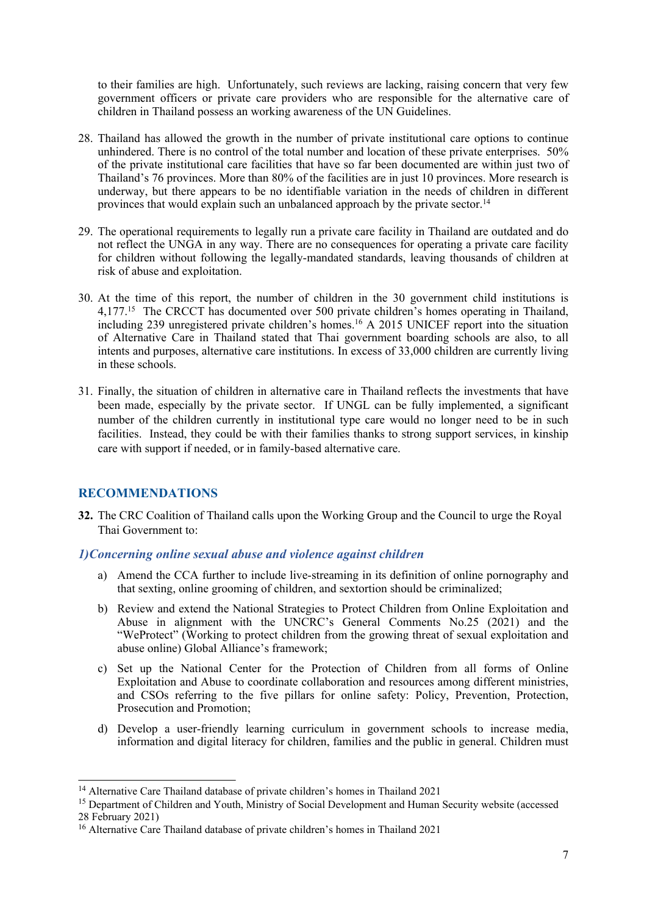to their families are high. Unfortunately, such reviews are lacking, raising concern that very few government officers or private care providers who are responsible for the alternative care of children in Thailand possess an working awareness of the UN Guidelines.

28. Thailand has allowed the growth in the number of private institutional care options to continue unhindered. There is no control of the total number and location of these private enterprises. 50% of the private institutional care facilities that have so far been documented are within just two of Thailand's 76 provinces. More than 80% of the facilities are in just 10 provinces. More research is underway, but there appears to be no identifiable variation in the needs of children in different provinces that would explain such an unbalanced approach by the private sector.[14]

29. The operational requirements to legally run a private care facility in Thailand are outdated and do not reflect the UNGA in any way. There are no consequences for operating a private care facility for children without following the legally-mandated standards, leaving thousands of children at risk of abuse and exploitation.

30. At the time of this report, the number of children in the 30 government child institutions is 4,177.[15] The CRCCT has documented over 500 private children's homes operating in Thailand, including 239 unregistered private children's homes.[16] A 2015 UNICEF report into the situation of Alternative Care in Thailand stated that Thai government boarding schools are also, to all intents and purposes, alternative care institutions. In excess of 33,000 children are currently living in these schools.

31. Finally, the situation of children in alternative care in Thailand reflects the investments that have been made, especially by the private sector. If UNGL can be fully implemented, a significant number of the children currently in institutional type care would no longer need to be in such facilities. Instead, they could be with their families thanks to strong support services, in kinship care with support if needed, or in family-based alternative care.

## RECOMMENDATIONS

**32.** The CRC Coalition of Thailand calls upon the Working Group and the Council to urge the Royal Thai Government to:

### *1)Concerning online sexual abuse and violence against children*

a) Amend the CCA further to include live-streaming in its definition of online pornography and that sexting, online grooming of children, and sextortion should be criminalized;

b) Review and extend the National Strategies to Protect Children from Online Exploitation and Abuse in alignment with the UNCRC's General Comments No.25 (2021) and the "WeProtect" (Working to protect children from the growing threat of sexual exploitation and abuse online) Global Alliance's framework;

c) Set up the National Center for the Protection of Children from all forms of Online Exploitation and Abuse to coordinate collaboration and resources among different ministries, and CSOs referring to the five pillars for online safety: Policy, Prevention, Protection, Prosecution and Promotion;

d) Develop a user-friendly learning curriculum in government schools to increase media, information and digital literacy for children, families and the public in general. Children must

---

[14] Alternative Care Thailand database of private children's homes in Thailand 2021

[15] Department of Children and Youth, Ministry of Social Development and Human Security website (accessed 28 February 2021)

[16] Alternative Care Thailand database of private children's homes in Thailand 2021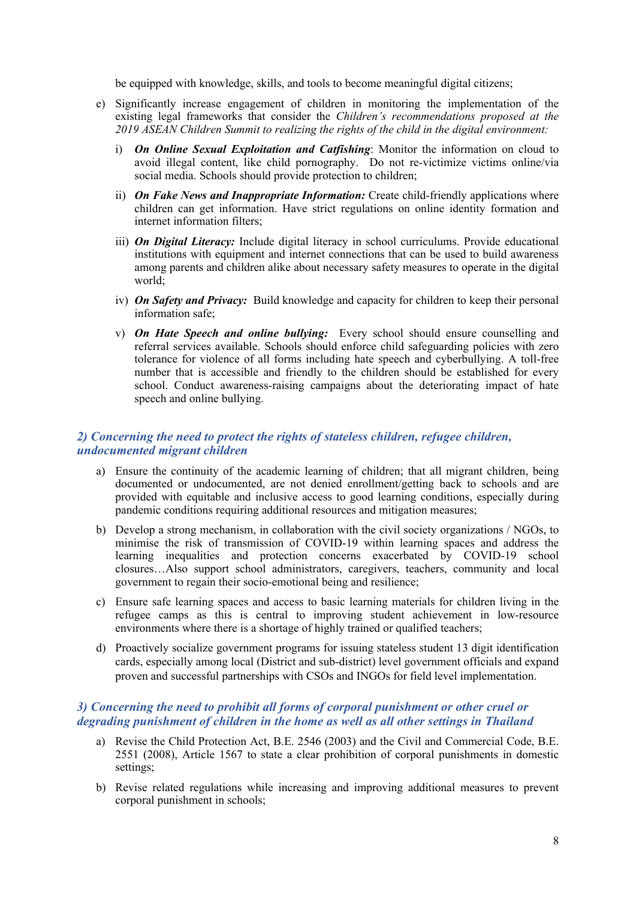be equipped with knowledge, skills, and tools to become meaningful digital citizens;

e) Significantly increase engagement of children in monitoring the implementation of the existing legal frameworks that consider the *Children's recommendations proposed at the 2019 ASEAN Children Summit to realizing the rights of the child in the digital environment:*

   i) ***On Online Sexual Exploitation and Catfishing***: Monitor the information on cloud to avoid illegal content, like child pornography. Do not re-victimize victims online/via social media. Schools should provide protection to children;

   ii) ***On Fake News and Inappropriate Information:*** Create child-friendly applications where children can get information. Have strict regulations on online identity formation and internet information filters;

   iii) ***On Digital Literacy:*** Include digital literacy in school curriculums. Provide educational institutions with equipment and internet connections that can be used to build awareness among parents and children alike about necessary safety measures to operate in the digital world;

   iv) ***On Safety and Privacy:*** Build knowledge and capacity for children to keep their personal information safe;

   v) ***On Hate Speech and online bullying:*** Every school should ensure counselling and referral services available. Schools should enforce child safeguarding policies with zero tolerance for violence of all forms including hate speech and cyberbullying. A toll-free number that is accessible and friendly to the children should be established for every school. Conduct awareness-raising campaigns about the deteriorating impact of hate speech and online bullying.

### *2) Concerning the need to protect the rights of stateless children, refugee children, undocumented migrant children*

a) Ensure the continuity of the academic learning of children; that all migrant children, being documented or undocumented, are not denied enrollment/getting back to schools and are provided with equitable and inclusive access to good learning conditions, especially during pandemic conditions requiring additional resources and mitigation measures;

b) Develop a strong mechanism, in collaboration with the civil society organizations / NGOs, to minimise the risk of transmission of COVID-19 within learning spaces and address the learning inequalities and protection concerns exacerbated by COVID-19 school closures…Also support school administrators, caregivers, teachers, community and local government to regain their socio-emotional being and resilience;

c) Ensure safe learning spaces and access to basic learning materials for children living in the refugee camps as this is central to improving student achievement in low-resource environments where there is a shortage of highly trained or qualified teachers;

d) Proactively socialize government programs for issuing stateless student 13 digit identification cards, especially among local (District and sub-district) level government officials and expand proven and successful partnerships with CSOs and INGOs for field level implementation.

### *3) Concerning the need to prohibit all forms of corporal punishment or other cruel or degrading punishment of children in the home as well as all other settings in Thailand*

a) Revise the Child Protection Act, B.E. 2546 (2003) and the Civil and Commercial Code, B.E. 2551 (2008), Article 1567 to state a clear prohibition of corporal punishments in domestic settings;

b) Revise related regulations while increasing and improving additional measures to prevent corporal punishment in schools;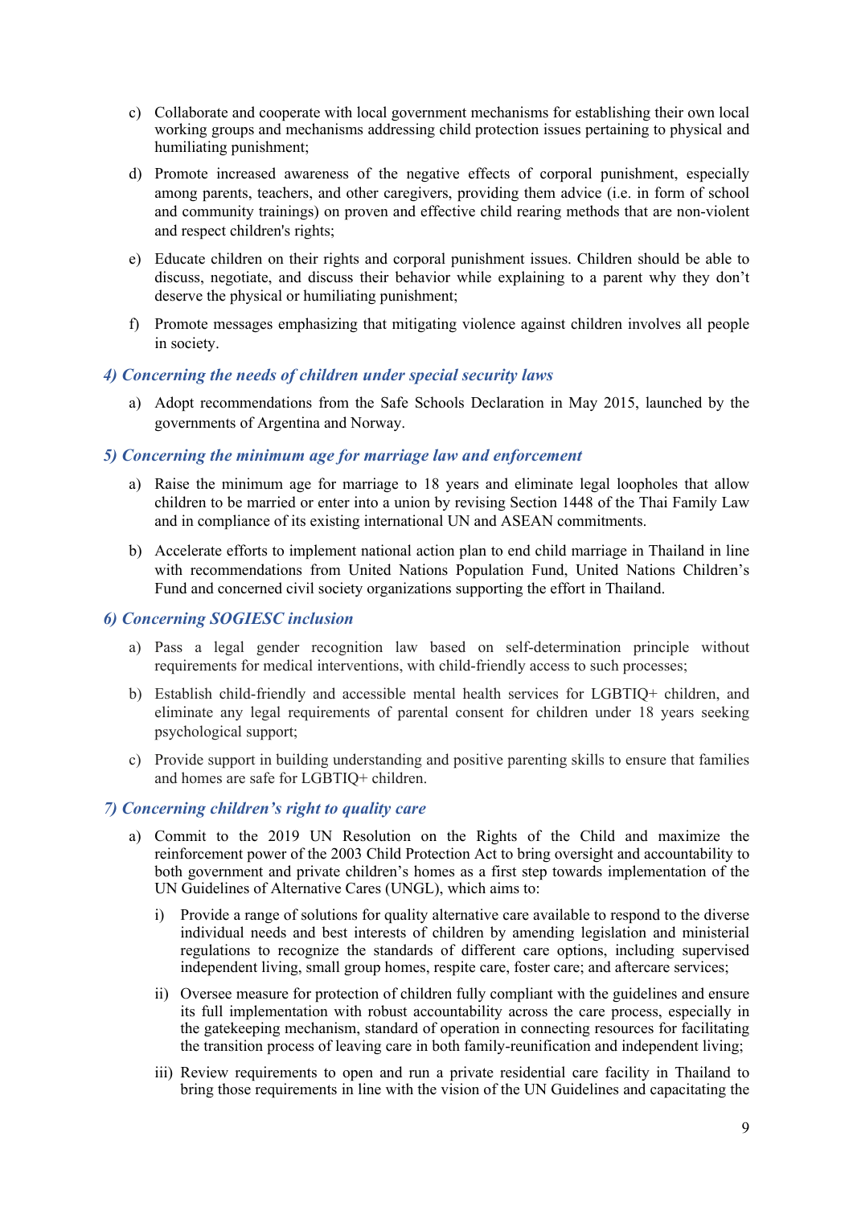c) Collaborate and cooperate with local government mechanisms for establishing their own local working groups and mechanisms addressing child protection issues pertaining to physical and humiliating punishment;

d) Promote increased awareness of the negative effects of corporal punishment, especially among parents, teachers, and other caregivers, providing them advice (i.e. in form of school and community trainings) on proven and effective child rearing methods that are non-violent and respect children's rights;

e) Educate children on their rights and corporal punishment issues. Children should be able to discuss, negotiate, and discuss their behavior while explaining to a parent why they don't deserve the physical or humiliating punishment;

f) Promote messages emphasizing that mitigating violence against children involves all people in society.

### *4) Concerning the needs of children under special security laws*

a) Adopt recommendations from the Safe Schools Declaration in May 2015, launched by the governments of Argentina and Norway.

### *5) Concerning the minimum age for marriage law and enforcement*

a) Raise the minimum age for marriage to 18 years and eliminate legal loopholes that allow children to be married or enter into a union by revising Section 1448 of the Thai Family Law and in compliance of its existing international UN and ASEAN commitments.

b) Accelerate efforts to implement national action plan to end child marriage in Thailand in line with recommendations from United Nations Population Fund, United Nations Children's Fund and concerned civil society organizations supporting the effort in Thailand.

### *6) Concerning SOGIESC inclusion*

a) Pass a legal gender recognition law based on self-determination principle without requirements for medical interventions, with child-friendly access to such processes;

b) Establish child-friendly and accessible mental health services for LGBTIQ+ children, and eliminate any legal requirements of parental consent for children under 18 years seeking psychological support;

c) Provide support in building understanding and positive parenting skills to ensure that families and homes are safe for LGBTIQ+ children.

### *7) Concerning children's right to quality care*

a) Commit to the 2019 UN Resolution on the Rights of the Child and maximize the reinforcement power of the 2003 Child Protection Act to bring oversight and accountability to both government and private children's homes as a first step towards implementation of the UN Guidelines of Alternative Cares (UNGL), which aims to:

   i) Provide a range of solutions for quality alternative care available to respond to the diverse individual needs and best interests of children by amending legislation and ministerial regulations to recognize the standards of different care options, including supervised independent living, small group homes, respite care, foster care; and aftercare services;

   ii) Oversee measure for protection of children fully compliant with the guidelines and ensure its full implementation with robust accountability across the care process, especially in the gatekeeping mechanism, standard of operation in connecting resources for facilitating the transition process of leaving care in both family-reunification and independent living;

   iii) Review requirements to open and run a private residential care facility in Thailand to bring those requirements in line with the vision of the UN Guidelines and capacitating the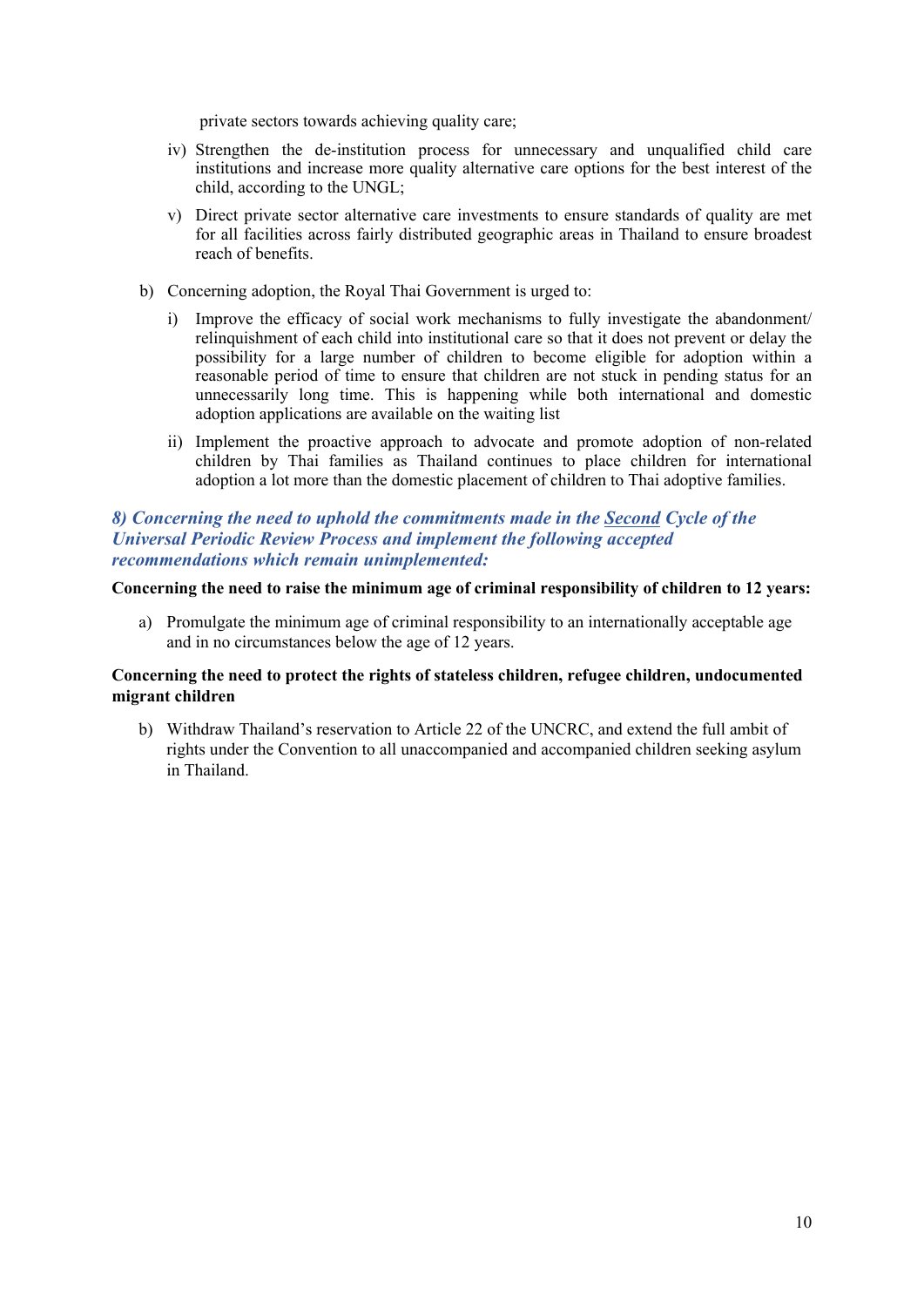private sectors towards achieving quality care;

iv) Strengthen the de-institution process for unnecessary and unqualified child care institutions and increase more quality alternative care options for the best interest of the child, according to the UNGL;

v) Direct private sector alternative care investments to ensure standards of quality are met for all facilities across fairly distributed geographic areas in Thailand to ensure broadest reach of benefits.

b) Concerning adoption, the Royal Thai Government is urged to:

   i) Improve the efficacy of social work mechanisms to fully investigate the abandonment/ relinquishment of each child into institutional care so that it does not prevent or delay the possibility for a large number of children to become eligible for adoption within a reasonable period of time to ensure that children are not stuck in pending status for an unnecessarily long time. This is happening while both international and domestic adoption applications are available on the waiting list

   ii) Implement the proactive approach to advocate and promote adoption of non-related children by Thai families as Thailand continues to place children for international adoption a lot more than the domestic placement of children to Thai adoptive families.

### *8) Concerning the need to uphold the commitments made in the Second Cycle of the Universal Periodic Review Process and implement the following accepted recommendations which remain unimplemented:*

**Concerning the need to raise the minimum age of criminal responsibility of children to 12 years:**

a) Promulgate the minimum age of criminal responsibility to an internationally acceptable age and in no circumstances below the age of 12 years.

**Concerning the need to protect the rights of stateless children, refugee children, undocumented migrant children**

b) Withdraw Thailand's reservation to Article 22 of the UNCRC, and extend the full ambit of rights under the Convention to all unaccompanied and accompanied children seeking asylum in Thailand.